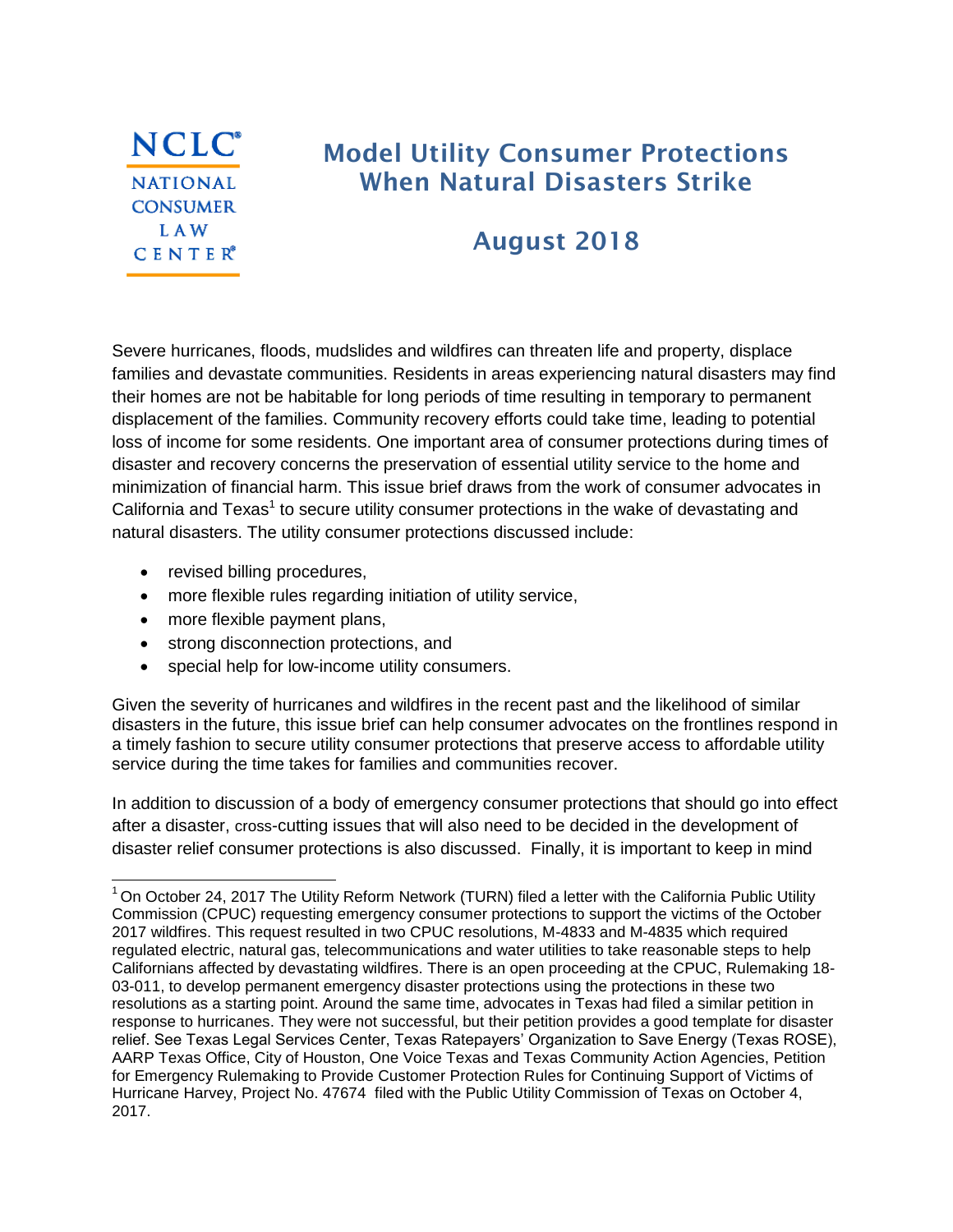NCLC® NATIONAL CONSUMER LAW CENTER®

# Model Utility Consumer Protections When Natural Disasters Strike

## August 2018

Severe hurricanes, floods, mudslides and wildfires can threaten life and property, displace families and devastate communities. Residents in areas experiencing natural disasters may find their homes are not be habitable for long periods of time resulting in temporary to permanent displacement of the families. Community recovery efforts could take time, leading to potential loss of income for some residents. One important area of consumer protections during times of disaster and recovery concerns the preservation of essential utility service to the home and minimization of financial harm. This issue brief draws from the work of consumer advocates in California and Texas[1] to secure utility consumer protections in the wake of devastating and natural disasters. The utility consumer protections discussed include:

- revised billing procedures,
- more flexible rules regarding initiation of utility service,
- more flexible payment plans,
- strong disconnection protections, and
- special help for low-income utility consumers.

Given the severity of hurricanes and wildfires in the recent past and the likelihood of similar disasters in the future, this issue brief can help consumer advocates on the frontlines respond in a timely fashion to secure utility consumer protections that preserve access to affordable utility service during the time takes for families and communities recover.

In addition to discussion of a body of emergency consumer protections that should go into effect after a disaster, cross-cutting issues that will also need to be decided in the development of disaster relief consumer protections is also discussed. Finally, it is important to keep in mind

[1] On October 24, 2017 The Utility Reform Network (TURN) filed a letter with the California Public Utility Commission (CPUC) requesting emergency consumer protections to support the victims of the October 2017 wildfires. This request resulted in two CPUC resolutions, M-4833 and M-4835 which required regulated electric, natural gas, telecommunications and water utilities to take reasonable steps to help Californians affected by devastating wildfires. There is an open proceeding at the CPUC, Rulemaking 18-03-011, to develop permanent emergency disaster protections using the protections in these two resolutions as a starting point. Around the same time, advocates in Texas had filed a similar petition in response to hurricanes. They were not successful, but their petition provides a good template for disaster relief. See Texas Legal Services Center, Texas Ratepayers' Organization to Save Energy (Texas ROSE), AARP Texas Office, City of Houston, One Voice Texas and Texas Community Action Agencies, Petition for Emergency Rulemaking to Provide Customer Protection Rules for Continuing Support of Victims of Hurricane Harvey, Project No. 47674 filed with the Public Utility Commission of Texas on October 4, 2017.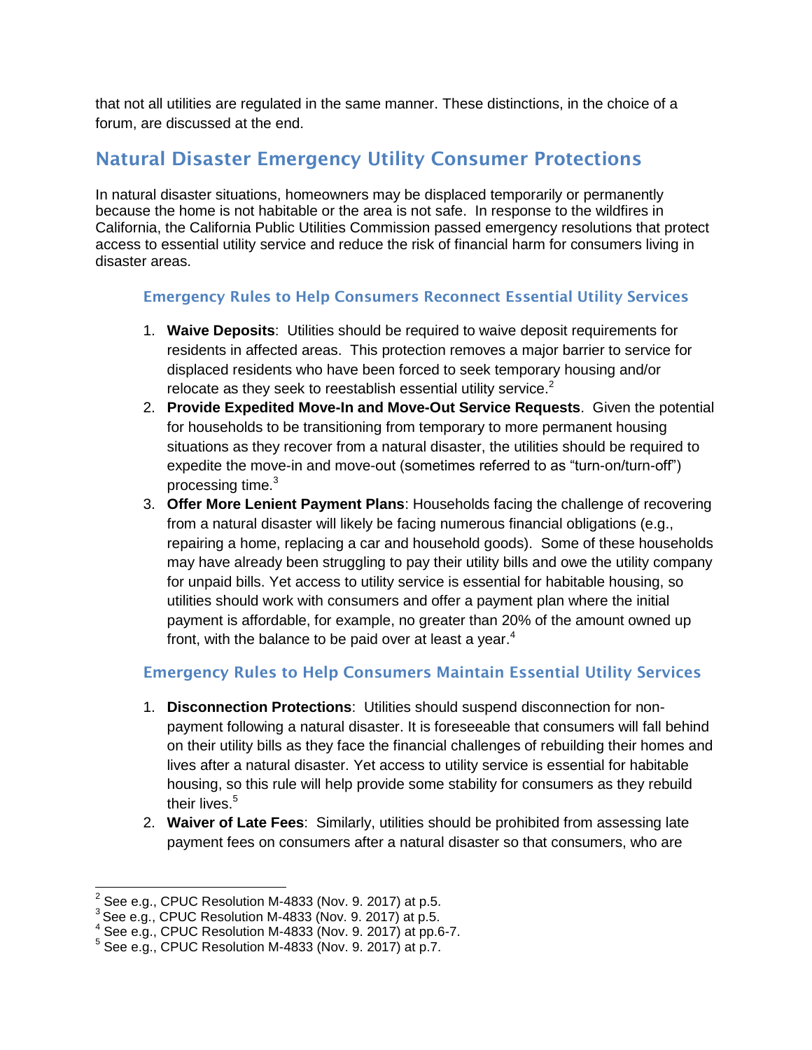that not all utilities are regulated in the same manner. These distinctions, in the choice of a forum, are discussed at the end.

## Natural Disaster Emergency Utility Consumer Protections

In natural disaster situations, homeowners may be displaced temporarily or permanently because the home is not habitable or the area is not safe. In response to the wildfires in California, the California Public Utilities Commission passed emergency resolutions that protect access to essential utility service and reduce the risk of financial harm for consumers living in disaster areas.

### Emergency Rules to Help Consumers Reconnect Essential Utility Services

1. **Waive Deposits**: Utilities should be required to waive deposit requirements for residents in affected areas. This protection removes a major barrier to service for displaced residents who have been forced to seek temporary housing and/or relocate as they seek to reestablish essential utility service.[2]
2. **Provide Expedited Move-In and Move-Out Service Requests**. Given the potential for households to be transitioning from temporary to more permanent housing situations as they recover from a natural disaster, the utilities should be required to expedite the move-in and move-out (sometimes referred to as "turn-on/turn-off") processing time.[3]
3. **Offer More Lenient Payment Plans**: Households facing the challenge of recovering from a natural disaster will likely be facing numerous financial obligations (e.g., repairing a home, replacing a car and household goods). Some of these households may have already been struggling to pay their utility bills and owe the utility company for unpaid bills. Yet access to utility service is essential for habitable housing, so utilities should work with consumers and offer a payment plan where the initial payment is affordable, for example, no greater than 20% of the amount owned up front, with the balance to be paid over at least a year.[4]

### Emergency Rules to Help Consumers Maintain Essential Utility Services

1. **Disconnection Protections**: Utilities should suspend disconnection for non-payment following a natural disaster. It is foreseeable that consumers will fall behind on their utility bills as they face the financial challenges of rebuilding their homes and lives after a natural disaster. Yet access to utility service is essential for habitable housing, so this rule will help provide some stability for consumers as they rebuild their lives.[5]
2. **Waiver of Late Fees**: Similarly, utilities should be prohibited from assessing late payment fees on consumers after a natural disaster so that consumers, who are

---

[2] See e.g., CPUC Resolution M-4833 (Nov. 9. 2017) at p.5.

[3] See e.g., CPUC Resolution M-4833 (Nov. 9. 2017) at p.5.

[4] See e.g., CPUC Resolution M-4833 (Nov. 9. 2017) at pp.6-7.

[5] See e.g., CPUC Resolution M-4833 (Nov. 9. 2017) at p.7.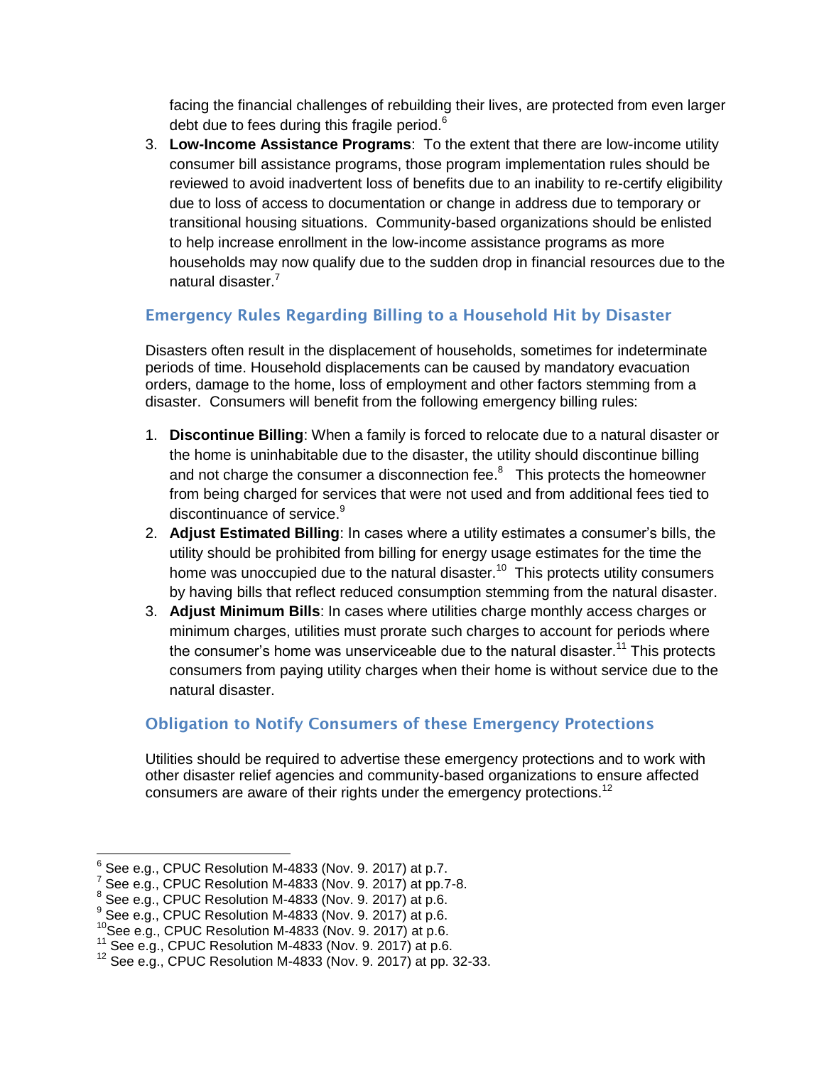facing the financial challenges of rebuilding their lives, are protected from even larger debt due to fees during this fragile period.[6]

3. **Low-Income Assistance Programs**: To the extent that there are low-income utility consumer bill assistance programs, those program implementation rules should be reviewed to avoid inadvertent loss of benefits due to an inability to re-certify eligibility due to loss of access to documentation or change in address due to temporary or transitional housing situations. Community-based organizations should be enlisted to help increase enrollment in the low-income assistance programs as more households may now qualify due to the sudden drop in financial resources due to the natural disaster.[7]

## Emergency Rules Regarding Billing to a Household Hit by Disaster

Disasters often result in the displacement of households, sometimes for indeterminate periods of time. Household displacements can be caused by mandatory evacuation orders, damage to the home, loss of employment and other factors stemming from a disaster. Consumers will benefit from the following emergency billing rules:

1. **Discontinue Billing**: When a family is forced to relocate due to a natural disaster or the home is uninhabitable due to the disaster, the utility should discontinue billing and not charge the consumer a disconnection fee.[8] This protects the homeowner from being charged for services that were not used and from additional fees tied to discontinuance of service.[9]
2. **Adjust Estimated Billing**: In cases where a utility estimates a consumer's bills, the utility should be prohibited from billing for energy usage estimates for the time the home was unoccupied due to the natural disaster.[10] This protects utility consumers by having bills that reflect reduced consumption stemming from the natural disaster.
3. **Adjust Minimum Bills**: In cases where utilities charge monthly access charges or minimum charges, utilities must prorate such charges to account for periods where the consumer's home was unserviceable due to the natural disaster.[11] This protects consumers from paying utility charges when their home is without service due to the natural disaster.

## Obligation to Notify Consumers of these Emergency Protections

Utilities should be required to advertise these emergency protections and to work with other disaster relief agencies and community-based organizations to ensure affected consumers are aware of their rights under the emergency protections.[12]

---

[6] See e.g., CPUC Resolution M-4833 (Nov. 9. 2017) at p.7.
[7] See e.g., CPUC Resolution M-4833 (Nov. 9. 2017) at pp.7-8.
[8] See e.g., CPUC Resolution M-4833 (Nov. 9. 2017) at p.6.
[9] See e.g., CPUC Resolution M-4833 (Nov. 9. 2017) at p.6.
[10] See e.g., CPUC Resolution M-4833 (Nov. 9. 2017) at p.6.
[11] See e.g., CPUC Resolution M-4833 (Nov. 9. 2017) at p.6.
[12] See e.g., CPUC Resolution M-4833 (Nov. 9. 2017) at pp. 32-33.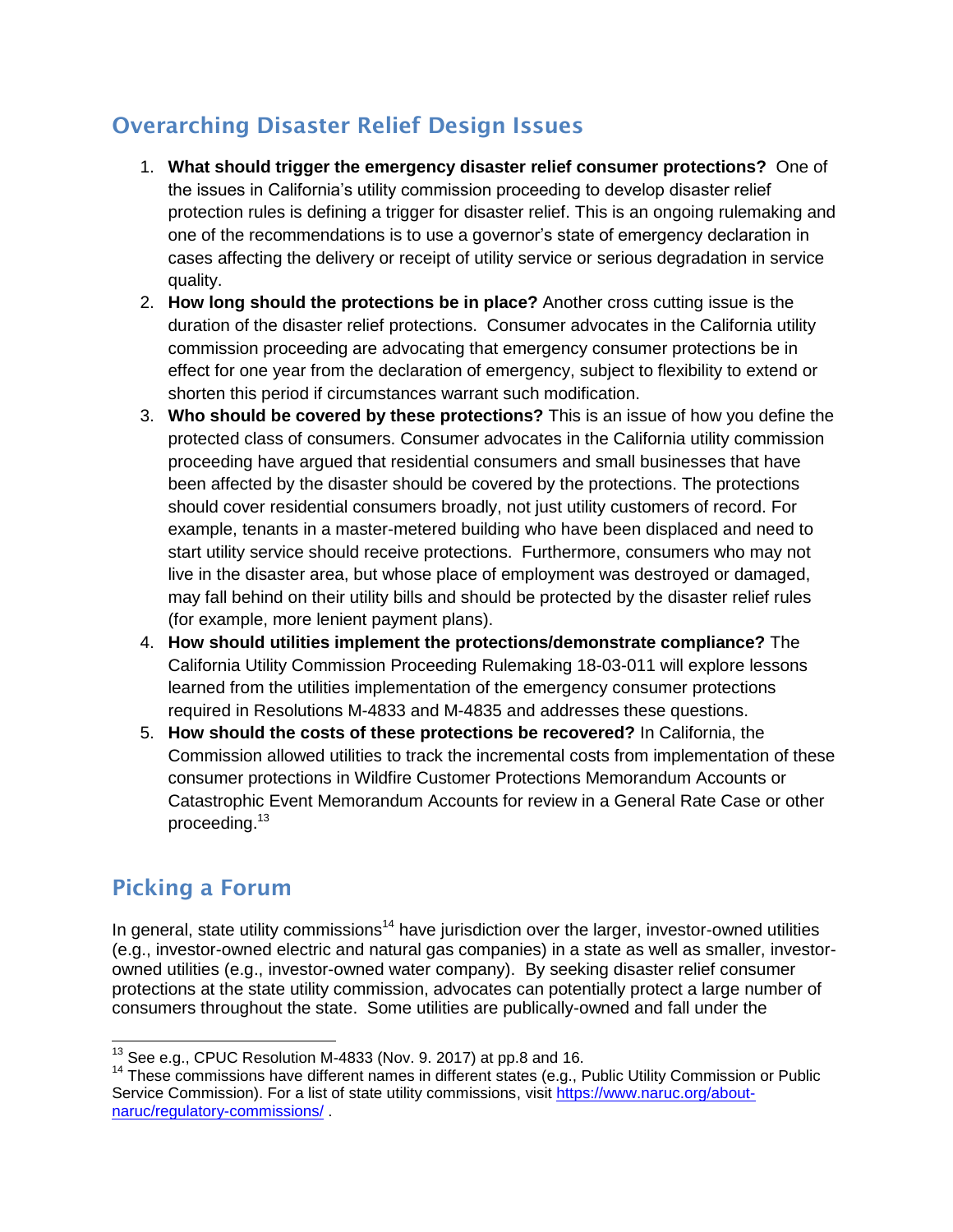## Overarching Disaster Relief Design Issues

1. **What should trigger the emergency disaster relief consumer protections?** One of the issues in California's utility commission proceeding to develop disaster relief protection rules is defining a trigger for disaster relief. This is an ongoing rulemaking and one of the recommendations is to use a governor's state of emergency declaration in cases affecting the delivery or receipt of utility service or serious degradation in service quality.
2. **How long should the protections be in place?** Another cross cutting issue is the duration of the disaster relief protections. Consumer advocates in the California utility commission proceeding are advocating that emergency consumer protections be in effect for one year from the declaration of emergency, subject to flexibility to extend or shorten this period if circumstances warrant such modification.
3. **Who should be covered by these protections?** This is an issue of how you define the protected class of consumers. Consumer advocates in the California utility commission proceeding have argued that residential consumers and small businesses that have been affected by the disaster should be covered by the protections. The protections should cover residential consumers broadly, not just utility customers of record. For example, tenants in a master-metered building who have been displaced and need to start utility service should receive protections. Furthermore, consumers who may not live in the disaster area, but whose place of employment was destroyed or damaged, may fall behind on their utility bills and should be protected by the disaster relief rules (for example, more lenient payment plans).
4. **How should utilities implement the protections/demonstrate compliance?** The California Utility Commission Proceeding Rulemaking 18-03-011 will explore lessons learned from the utilities implementation of the emergency consumer protections required in Resolutions M-4833 and M-4835 and addresses these questions.
5. **How should the costs of these protections be recovered?** In California, the Commission allowed utilities to track the incremental costs from implementation of these consumer protections in Wildfire Customer Protections Memorandum Accounts or Catastrophic Event Memorandum Accounts for review in a General Rate Case or other proceeding.[13]

## Picking a Forum

In general, state utility commissions[14] have jurisdiction over the larger, investor-owned utilities (e.g., investor-owned electric and natural gas companies) in a state as well as smaller, investor-owned utilities (e.g., investor-owned water company). By seeking disaster relief consumer protections at the state utility commission, advocates can potentially protect a large number of consumers throughout the state. Some utilities are publically-owned and fall under the

---

[13] See e.g., CPUC Resolution M-4833 (Nov. 9. 2017) at pp.8 and 16.

[14] These commissions have different names in different states (e.g., Public Utility Commission or Public Service Commission). For a list of state utility commissions, visit https://www.naruc.org/about-naruc/regulatory-commissions/ .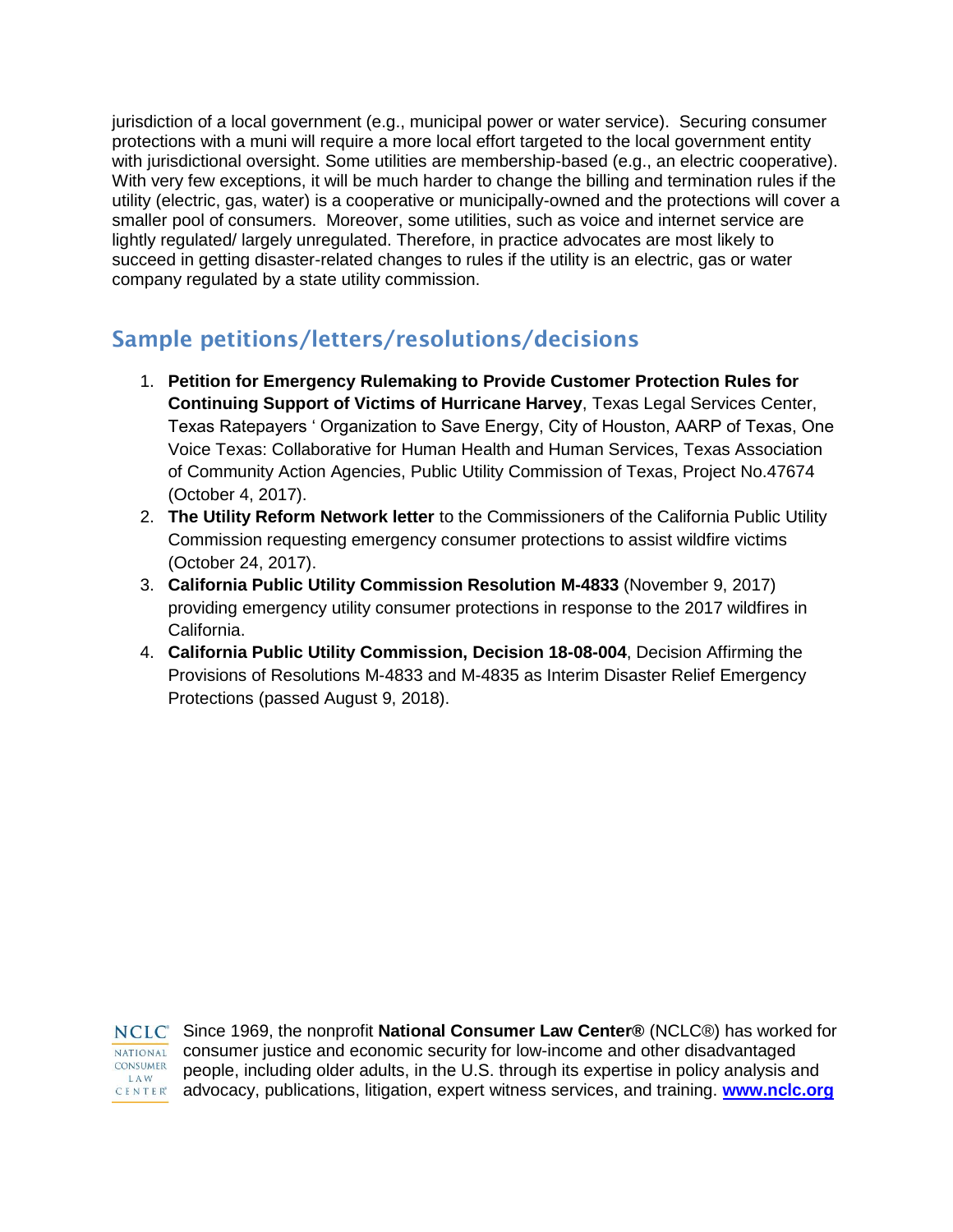jurisdiction of a local government (e.g., municipal power or water service). Securing consumer protections with a muni will require a more local effort targeted to the local government entity with jurisdictional oversight. Some utilities are membership-based (e.g., an electric cooperative). With very few exceptions, it will be much harder to change the billing and termination rules if the utility (electric, gas, water) is a cooperative or municipally-owned and the protections will cover a smaller pool of consumers. Moreover, some utilities, such as voice and internet service are lightly regulated/ largely unregulated. Therefore, in practice advocates are most likely to succeed in getting disaster-related changes to rules if the utility is an electric, gas or water company regulated by a state utility commission.

## Sample petitions/letters/resolutions/decisions

1. **Petition for Emergency Rulemaking to Provide Customer Protection Rules for Continuing Support of Victims of Hurricane Harvey**, Texas Legal Services Center, Texas Ratepayers ' Organization to Save Energy, City of Houston, AARP of Texas, One Voice Texas: Collaborative for Human Health and Human Services, Texas Association of Community Action Agencies, Public Utility Commission of Texas, Project No.47674 (October 4, 2017).
2. **The Utility Reform Network letter** to the Commissioners of the California Public Utility Commission requesting emergency consumer protections to assist wildfire victims (October 24, 2017).
3. **California Public Utility Commission Resolution M-4833** (November 9, 2017) providing emergency utility consumer protections in response to the 2017 wildfires in California.
4. **California Public Utility Commission, Decision 18-08-004**, Decision Affirming the Provisions of Resolutions M-4833 and M-4835 as Interim Disaster Relief Emergency Protections (passed August 9, 2018).

NCLC® NATIONAL CONSUMER LAW CENTER®

Since 1969, the nonprofit **National Consumer Law Center®** (NCLC®) has worked for consumer justice and economic security for low-income and other disadvantaged people, including older adults, in the U.S. through its expertise in policy analysis and advocacy, publications, litigation, expert witness services, and training. **www.nclc.org**